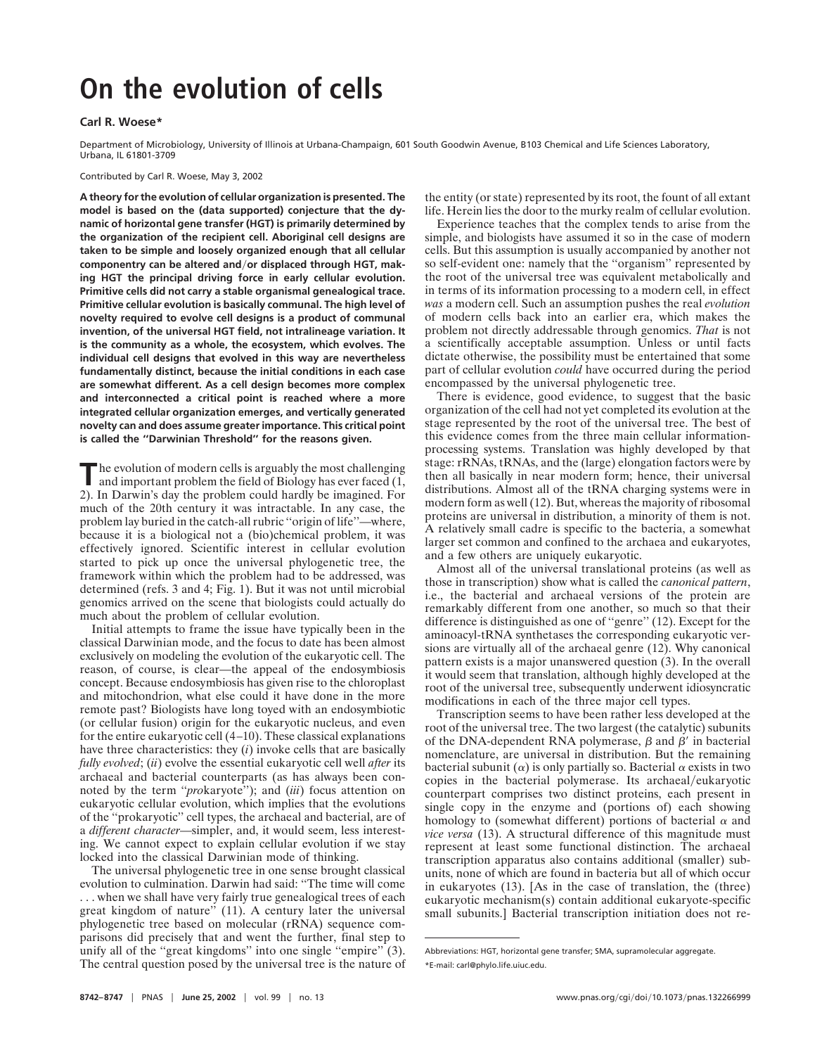# On the evolution of cells

**Carl R. Woese***

Department of Microbiology, University of Illinois at Urbana-Champaign, 601 South Goodwin Avenue, B103 Chemical and Life Sciences Laboratory, Urbana, IL 61801-3709

Contributed by Carl R. Woese, May 3, 2002

**A theory for the evolution of cellular organization is presented. The model is based on the (data supported) conjecture that the dynamic of horizontal gene transfer (HGT) is primarily determined by the organization of the recipient cell. Aboriginal cell designs are taken to be simple and loosely organized enough that all cellular componentry can be altered and/or displaced through HGT, making HGT the principal driving force in early cellular evolution. Primitive cells did not carry a stable organismal genealogical trace. Primitive cellular evolution is basically communal. The high level of novelty required to evolve cell designs is a product of communal invention, of the universal HGT field, not intralineage variation. It is the community as a whole, the ecosystem, which evolves. The individual cell designs that evolved in this way are nevertheless fundamentally distinct, because the initial conditions in each case are somewhat different. As a cell design becomes more complex and interconnected a critical point is reached where a more integrated cellular organization emerges, and vertically generated novelty can and does assume greater importance. This critical point is called the ''Darwinian Threshold'' for the reasons given.**

The evolution of modern cells is arguably the most challenging and important problem the field of Biology has ever faced (1, 2). In Darwin's day the problem could hardly be imagined. For much of the 20th century it was intractable. In any case, the problem lay buried in the catch-all rubric ''origin of life''—where, because it is a biological not a (bio)chemical problem, it was effectively ignored. Scientific interest in cellular evolution started to pick up once the universal phylogenetic tree, the framework within which the problem had to be addressed, was determined (refs. 3 and 4; Fig. 1). But it was not until microbial genomics arrived on the scene that biologists could actually do much about the problem of cellular evolution.

Initial attempts to frame the issue have typically been in the classical Darwinian mode, and the focus to date has been almost exclusively on modeling the evolution of the eukaryotic cell. The reason, of course, is clear—the appeal of the endosymbiosis concept. Because endosymbiosis has given rise to the chloroplast and mitochondrion, what else could it have done in the more remote past? Biologists have long toyed with an endosymbiotic (or cellular fusion) origin for the eukaryotic nucleus, and even for the entire eukaryotic cell (4–10). These classical explanations have three characteristics: they (*i*) invoke cells that are basically *fully evolved*; (*ii*) evolve the essential eukaryotic cell well *after* its archaeal and bacterial counterparts (as has always been connoted by the term ''*pro*karyote''); and (*iii*) focus attention on eukaryotic cellular evolution, which implies that the evolutions of the ''prokaryotic'' cell types, the archaeal and bacterial, are of a *different character*—simpler, and, it would seem, less interesting. We cannot expect to explain cellular evolution if we stay locked into the classical Darwinian mode of thinking.

The universal phylogenetic tree in one sense brought classical evolution to culmination. Darwin had said: ''The time will come . . . when we shall have very fairly true genealogical trees of each great kingdom of nature'' (11). A century later the universal phylogenetic tree based on molecular (rRNA) sequence comparisons did precisely that and went the further, final step to unify all of the ''great kingdoms'' into one single ''empire'' (3). The central question posed by the universal tree is the nature of the entity (or state) represented by its root, the fount of all extant life. Herein lies the door to the murky realm of cellular evolution.

Experience teaches that the complex tends to arise from the simple, and biologists have assumed it so in the case of modern cells. But this assumption is usually accompanied by another not so self-evident one: namely that the ''organism'' represented by the root of the universal tree was equivalent metabolically and in terms of its information processing to a modern cell, in effect *was* a modern cell. Such an assumption pushes the real *evolution* of modern cells back into an earlier era, which makes the problem not directly addressable through genomics. *That* is not a scientifically acceptable assumption. Unless or until facts dictate otherwise, the possibility must be entertained that some part of cellular evolution *could* have occurred during the period encompassed by the universal phylogenetic tree.

There is evidence, good evidence, to suggest that the basic organization of the cell had not yet completed its evolution at the stage represented by the root of the universal tree. The best of this evidence comes from the three main cellular information-processing systems. Translation was highly developed by that stage: rRNAs, tRNAs, and the (large) elongation factors were by then all basically in near modern form; hence, their universal distributions. Almost all of the tRNA charging systems were in modern form as well (12). But, whereas the majority of ribosomal proteins are universal in distribution, a minority of them is not. A relatively small cadre is specific to the bacteria, a somewhat larger set common and confined to the archaea and eukaryotes, and a few others are uniquely eukaryotic.

Almost all of the universal translational proteins (as well as those in transcription) show what is called the *canonical pattern*, i.e., the bacterial and archaeal versions of the protein are remarkably different from one another, so much so that their difference is distinguished as one of ''genre'' (12). Except for the aminoacyl-tRNA synthetases the corresponding eukaryotic versions are virtually all of the archaeal genre (12). Why canonical pattern exists is a major unanswered question (3). In the overall it would seem that translation, although highly developed at the root of the universal tree, subsequently underwent idiosyncratic modifications in each of the three major cell types.

Transcription seems to have been rather less developed at the root of the universal tree. The two largest (the catalytic) subunits of the DNA-dependent RNA polymerase, $\beta$ and $\beta'$ in bacterial nomenclature, are universal in distribution. But the remaining bacterial subunit ($\alpha$) is only partially so. Bacterial $\alpha$ exists in two copies in the bacterial polymerase. Its archaeal/eukaryotic counterpart comprises two distinct proteins, each present in single copy in the enzyme and (portions of) each showing homology to (somewhat different) portions of bacterial $\alpha$ and *vice versa* (13). A structural difference of this magnitude must represent at least some functional distinction. The archaeal transcription apparatus also contains additional (smaller) subunits, none of which are found in bacteria but all of which occur in eukaryotes (13). [As in the case of translation, the (three) eukaryotic mechanism(s) contain additional eukaryote-specific small subunits.] Bacterial transcription initiation does not re-

Abbreviations: HGT, horizontal gene transfer; SMA, supramolecular aggregate.

*E-mail: carl@phylo.life.uiuc.edu.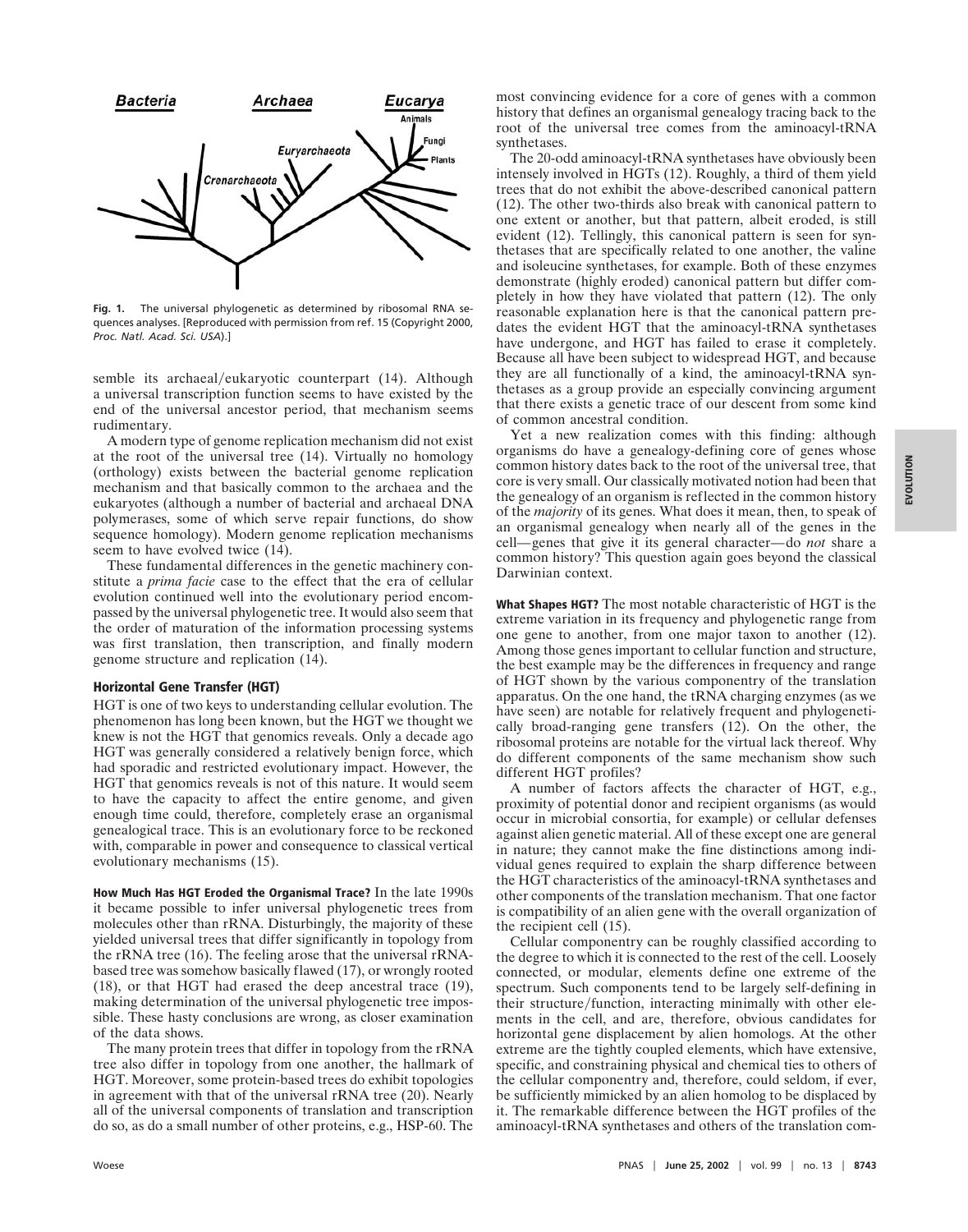Bacteria

Archaea

Eucarya

Animals

Fungi

Plants

Euryarchaeota

Crenarchaeota

**Fig. 1.** The universal phylogenetic as determined by ribosomal RNA sequences analyses. [Reproduced with permission from ref. 15 (Copyright 2000, *Proc. Natl. Acad. Sci. USA*).]

semble its archaeal/eukaryotic counterpart (14). Although a universal transcription function seems to have existed by the end of the universal ancestor period, that mechanism seems rudimentary.

A modern type of genome replication mechanism did not exist at the root of the universal tree (14). Virtually no homology (orthology) exists between the bacterial genome replication mechanism and that basically common to the archaea and the eukaryotes (although a number of bacterial and archaeal DNA polymerases, some of which serve repair functions, do show sequence homology). Modern genome replication mechanisms seem to have evolved twice (14).

These fundamental differences in the genetic machinery constitute a *prima facie* case to the effect that the era of cellular evolution continued well into the evolutionary period encompassed by the universal phylogenetic tree. It would also seem that the order of maturation of the information processing systems was first translation, then transcription, and finally modern genome structure and replication (14).

## Horizontal Gene Transfer (HGT)

HGT is one of two keys to understanding cellular evolution. The phenomenon has long been known, but the HGT we thought we knew is not the HGT that genomics reveals. Only a decade ago HGT was generally considered a relatively benign force, which had sporadic and restricted evolutionary impact. However, the HGT that genomics reveals is not of this nature. It would seem to have the capacity to affect the entire genome, and given enough time could, therefore, completely erase an organismal genealogical trace. This is an evolutionary force to be reckoned with, comparable in power and consequence to classical vertical evolutionary mechanisms (15).

**How Much Has HGT Eroded the Organismal Trace?** In the late 1990s it became possible to infer universal phylogenetic trees from molecules other than rRNA. Disturbingly, the majority of these yielded universal trees that differ significantly in topology from the rRNA tree (16). The feeling arose that the universal rRNA-based tree was somehow basically flawed (17), or wrongly rooted (18), or that HGT had erased the deep ancestral trace (19), making determination of the universal phylogenetic tree impossible. These hasty conclusions are wrong, as closer examination of the data shows.

The many protein trees that differ in topology from the rRNA tree also differ in topology from one another, the hallmark of HGT. Moreover, some protein-based trees do exhibit topologies in agreement with that of the universal rRNA tree (20). Nearly all of the universal components of translation and transcription do so, as do a small number of other proteins, e.g., HSP-60. The most convincing evidence for a core of genes with a common history that defines an organismal genealogy tracing back to the root of the universal tree comes from the aminoacyl-tRNA synthetases.

The 20-odd aminoacyl-tRNA synthetases have obviously been intensely involved in HGTs (12). Roughly, a third of them yield trees that do not exhibit the above-described canonical pattern (12). The other two-thirds also break with canonical pattern to one extent or another, but that pattern, albeit eroded, is still evident (12). Tellingly, this canonical pattern is seen for synthetases that are specifically related to one another, the valine and isoleucine synthetases, for example. Both of these enzymes demonstrate (highly eroded) canonical pattern but differ completely in how they have violated that pattern (12). The only reasonable explanation here is that the canonical pattern predates the evident HGT that the aminoacyl-tRNA synthetases have undergone, and HGT has failed to erase it completely. Because all have been subject to widespread HGT, and because they are all functionally of a kind, the aminoacyl-tRNA synthetases as a group provide an especially convincing argument that there exists a genetic trace of our descent from some kind of common ancestral condition.

Yet a new realization comes with this finding: although organisms do have a genealogy-defining core of genes whose common history dates back to the root of the universal tree, that core is very small. Our classically motivated notion had been that the genealogy of an organism is reflected in the common history of the *majority* of its genes. What does it mean, then, to speak of an organismal genealogy when nearly all of the genes in the cell—genes that give it its general character—do *not* share a common history? This question again goes beyond the classical Darwinian context.

**What Shapes HGT?** The most notable characteristic of HGT is the extreme variation in its frequency and phylogenetic range from one gene to another, from one major taxon to another (12). Among those genes important to cellular function and structure, the best example may be the differences in frequency and range of HGT shown by the various componentry of the translation apparatus. On the one hand, the tRNA charging enzymes (as we have seen) are notable for relatively frequent and phylogenetically broad-ranging gene transfers (12). On the other, the ribosomal proteins are notable for the virtual lack thereof. Why do different components of the same mechanism show such different HGT profiles?

A number of factors affects the character of HGT, e.g., proximity of potential donor and recipient organisms (as would occur in microbial consortia, for example) or cellular defenses against alien genetic material. All of these except one are general in nature; they cannot make the fine distinctions among individual genes required to explain the sharp difference between the HGT characteristics of the aminoacyl-tRNA synthetases and other components of the translation mechanism. That one factor is compatibility of an alien gene with the overall organization of the recipient cell (15).

Cellular componentry can be roughly classified according to the degree to which it is connected to the rest of the cell. Loosely connected, or modular, elements define one extreme of the spectrum. Such components tend to be largely self-defining in their structure/function, interacting minimally with other elements in the cell, and are, therefore, obvious candidates for horizontal gene displacement by alien homologs. At the other extreme are the tightly coupled elements, which have extensive, specific, and constraining physical and chemical ties to others of the cellular componentry and, therefore, could seldom, if ever, be sufficiently mimicked by an alien homolog to be displaced by it. The remarkable difference between the HGT profiles of the aminoacyl-tRNA synthetases and others of the translation com-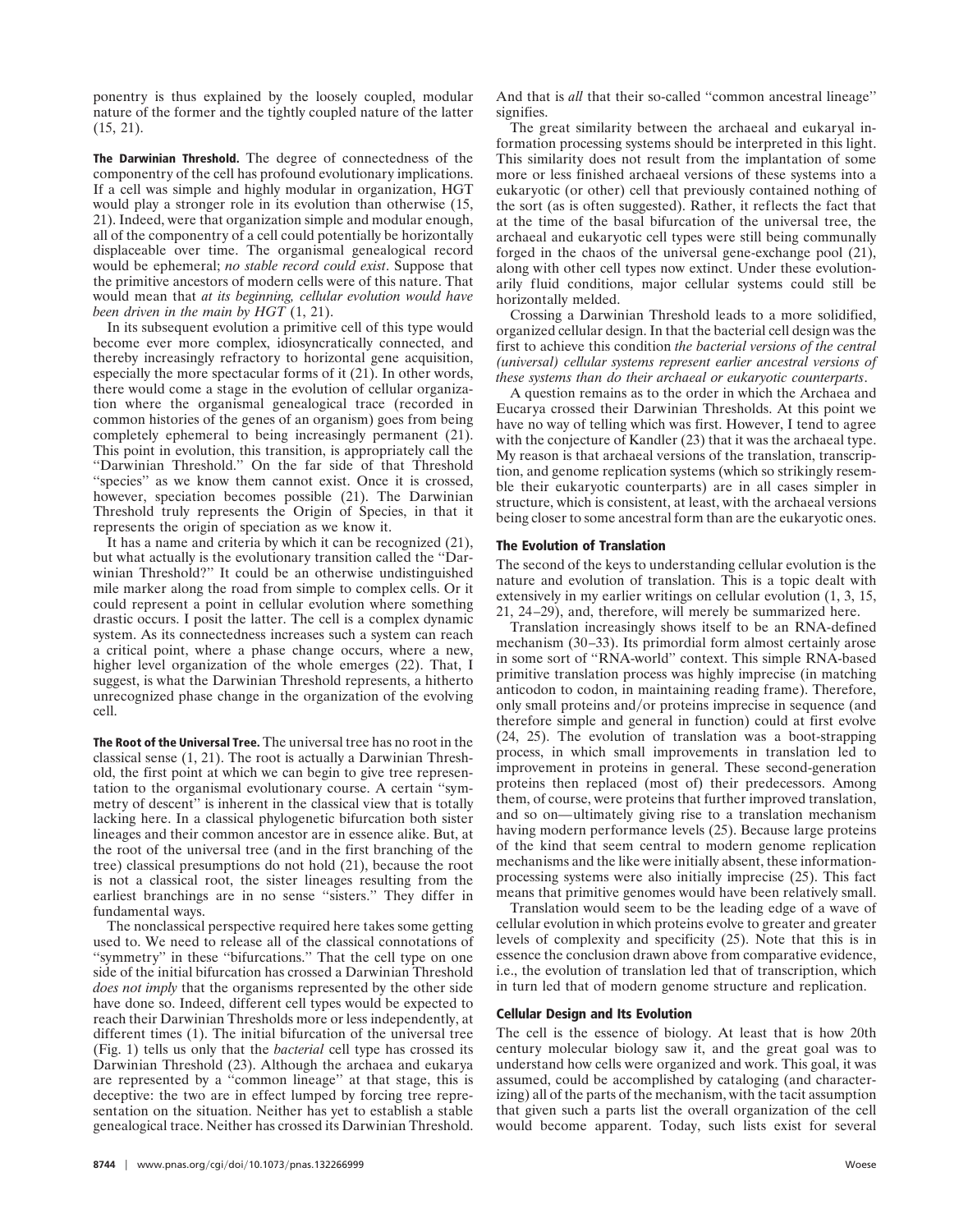ponentry is thus explained by the loosely coupled, modular nature of the former and the tightly coupled nature of the latter (15, 21).

**The Darwinian Threshold.** The degree of connectedness of the componentry of the cell has profound evolutionary implications. If a cell was simple and highly modular in organization, HGT would play a stronger role in its evolution than otherwise (15, 21). Indeed, were that organization simple and modular enough, all of the componentry of a cell could potentially be horizontally displaceable over time. The organismal genealogical record would be ephemeral; *no stable record could exist*. Suppose that the primitive ancestors of modern cells were of this nature. That would mean that *at its beginning, cellular evolution would have been driven in the main by HGT* (1, 21).

In its subsequent evolution a primitive cell of this type would become ever more complex, idiosyncratically connected, and thereby increasingly refractory to horizontal gene acquisition, especially the more spectacular forms of it (21). In other words, there would come a stage in the evolution of cellular organization where the organismal genealogical trace (recorded in common histories of the genes of an organism) goes from being completely ephemeral to being increasingly permanent (21). This point in evolution, this transition, is appropriately call the "Darwinian Threshold." On the far side of that Threshold "species" as we know them cannot exist. Once it is crossed, however, speciation becomes possible (21). The Darwinian Threshold truly represents the Origin of Species, in that it represents the origin of speciation as we know it.

It has a name and criteria by which it can be recognized (21), but what actually is the evolutionary transition called the "Darwinian Threshold?" It could be an otherwise undistinguished mile marker along the road from simple to complex cells. Or it could represent a point in cellular evolution where something drastic occurs. I posit the latter. The cell is a complex dynamic system. As its connectedness increases such a system can reach a critical point, where a phase change occurs, where a new, higher level organization of the whole emerges (22). That, I suggest, is what the Darwinian Threshold represents, a hitherto unrecognized phase change in the organization of the evolving cell.

**The Root of the Universal Tree.** The universal tree has no root in the classical sense (1, 21). The root is actually a Darwinian Threshold, the first point at which we can begin to give tree representation to the organismal evolutionary course. A certain "symmetry of descent" is inherent in the classical view that is totally lacking here. In a classical phylogenetic bifurcation both sister lineages and their common ancestor are in essence alike. But, at the root of the universal tree (and in the first branching of the tree) classical presumptions do not hold (21), because the root is not a classical root, the sister lineages resulting from the earliest branchings are in no sense "sisters." They differ in fundamental ways.

The nonclassical perspective required here takes some getting used to. We need to release all of the classical connotations of "symmetry" in these "bifurcations." That the cell type on one side of the initial bifurcation has crossed a Darwinian Threshold *does not imply* that the organisms represented by the other side have done so. Indeed, different cell types would be expected to reach their Darwinian Thresholds more or less independently, at different times (1). The initial bifurcation of the universal tree (Fig. 1) tells us only that the *bacterial* cell type has crossed its Darwinian Threshold (23). Although the archaea and eukarya are represented by a "common lineage" at that stage, this is deceptive: the two are in effect lumped by forcing tree representation on the situation. Neither has yet to establish a stable genealogical trace. Neither has crossed its Darwinian Threshold. And that is *all* that their so-called "common ancestral lineage" signifies.

The great similarity between the archaeal and eukaryal information processing systems should be interpreted in this light. This similarity does not result from the implantation of some more or less finished archaeal versions of these systems into a eukaryotic (or other) cell that previously contained nothing of the sort (as is often suggested). Rather, it reflects the fact that at the time of the basal bifurcation of the universal tree, the archaeal and eukaryotic cell types were still being communally forged in the chaos of the universal gene-exchange pool (21), along with other cell types now extinct. Under these evolutionarily fluid conditions, major cellular systems could still be horizontally melded.

Crossing a Darwinian Threshold leads to a more solidified, organized cellular design. In that the bacterial cell design was the first to achieve this condition *the bacterial versions of the central (universal) cellular systems represent earlier ancestral versions of these systems than do their archaeal or eukaryotic counterparts*.

A question remains as to the order in which the Archaea and Eucarya crossed their Darwinian Thresholds. At this point we have no way of telling which was first. However, I tend to agree with the conjecture of Kandler (23) that it was the archaeal type. My reason is that archaeal versions of the translation, transcription, and genome replication systems (which so strikingly resemble their eukaryotic counterparts) are in all cases simpler in structure, which is consistent, at least, with the archaeal versions being closer to some ancestral form than are the eukaryotic ones.

## The Evolution of Translation

The second of the keys to understanding cellular evolution is the nature and evolution of translation. This is a topic dealt with extensively in my earlier writings on cellular evolution (1, 3, 15, 21, 24–29), and, therefore, will merely be summarized here.

Translation increasingly shows itself to be an RNA-defined mechanism (30–33). Its primordial form almost certainly arose in some sort of "RNA-world" context. This simple RNA-based primitive translation process was highly imprecise (in matching anticodon to codon, in maintaining reading frame). Therefore, only small proteins and/or proteins imprecise in sequence (and therefore simple and general in function) could at first evolve (24, 25). The evolution of translation was a boot-strapping process, in which small improvements in translation led to improvement in proteins in general. These second-generation proteins then replaced (most of) their predecessors. Among them, of course, were proteins that further improved translation, and so on—ultimately giving rise to a translation mechanism having modern performance levels (25). Because large proteins of the kind that seem central to modern genome replication mechanisms and the like were initially absent, these information-processing systems were also initially imprecise (25). This fact means that primitive genomes would have been relatively small.

Translation would seem to be the leading edge of a wave of cellular evolution in which proteins evolve to greater and greater levels of complexity and specificity (25). Note that this is in essence the conclusion drawn above from comparative evidence, i.e., the evolution of translation led that of transcription, which in turn led that of modern genome structure and replication.

## Cellular Design and Its Evolution

The cell is the essence of biology. At least that is how 20th century molecular biology saw it, and the great goal was to understand how cells were organized and work. This goal, it was assumed, could be accomplished by cataloging (and characterizing) all of the parts of the mechanism, with the tacit assumption that given such a parts list the overall organization of the cell would become apparent. Today, such lists exist for several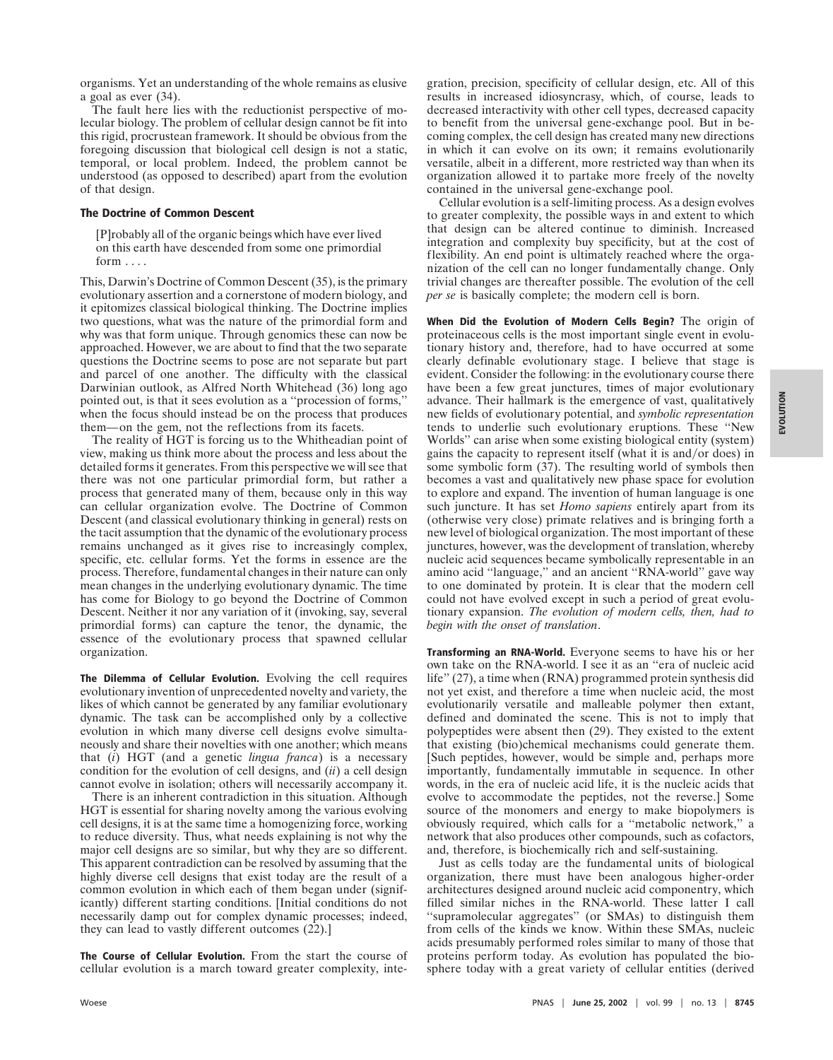organisms. Yet an understanding of the whole remains as elusive a goal as ever (34).

The fault here lies with the reductionist perspective of molecular biology. The problem of cellular design cannot be fit into this rigid, procrustean framework. It should be obvious from the foregoing discussion that biological cell design is not a static, temporal, or local problem. Indeed, the problem cannot be understood (as opposed to described) apart from the evolution of that design.

## The Doctrine of Common Descent

> [P]robably all of the organic beings which have ever lived on this earth have descended from some one primordial form . . . .

This, Darwin's Doctrine of Common Descent (35), is the primary evolutionary assertion and a cornerstone of modern biology, and it epitomizes classical biological thinking. The Doctrine implies two questions, what was the nature of the primordial form and why was that form unique. Through genomics these can now be approached. However, we are about to find that the two separate questions the Doctrine seems to pose are not separate but part and parcel of one another. The difficulty with the classical Darwinian outlook, as Alfred North Whitehead (36) long ago pointed out, is that it sees evolution as a "procession of forms," when the focus should instead be on the process that produces them—on the gem, not the reflections from its facets.

The reality of HGT is forcing us to the Whitheadian point of view, making us think more about the process and less about the detailed forms it generates. From this perspective we will see that there was not one particular primordial form, but rather a process that generated many of them, because only in this way can cellular organization evolve. The Doctrine of Common Descent (and classical evolutionary thinking in general) rests on the tacit assumption that the dynamic of the evolutionary process remains unchanged as it gives rise to increasingly complex, specific, etc. cellular forms. Yet the forms in essence are the process. Therefore, fundamental changes in their nature can only mean changes in the underlying evolutionary dynamic. The time has come for Biology to go beyond the Doctrine of Common Descent. Neither it nor any variation of it (invoking, say, several primordial forms) can capture the tenor, the dynamic, the essence of the evolutionary process that spawned cellular organization.

**The Dilemma of Cellular Evolution.** Evolving the cell requires evolutionary invention of unprecedented novelty and variety, the likes of which cannot be generated by any familiar evolutionary dynamic. The task can be accomplished only by a collective evolution in which many diverse cell designs evolve simultaneously and share their novelties with one another; which means that (*i*) HGT (and a genetic *lingua franca*) is a necessary condition for the evolution of cell designs, and (*ii*) a cell design cannot evolve in isolation; others will necessarily accompany it.

There is an inherent contradiction in this situation. Although HGT is essential for sharing novelty among the various evolving cell designs, it is at the same time a homogenizing force, working to reduce diversity. Thus, what needs explaining is not why the major cell designs are so similar, but why they are so different. This apparent contradiction can be resolved by assuming that the highly diverse cell designs that exist today are the result of a common evolution in which each of them began under (significantly) different starting conditions. [Initial conditions do not necessarily damp out for complex dynamic processes; indeed, they can lead to vastly different outcomes (22).]

**The Course of Cellular Evolution.** From the start the course of cellular evolution is a march toward greater complexity, integration, precision, specificity of cellular design, etc. All of this results in increased idiosyncrasy, which, of course, leads to decreased interactivity with other cell types, decreased capacity to benefit from the universal gene-exchange pool. But in becoming complex, the cell design has created many new directions in which it can evolve on its own; it remains evolutionarily versatile, albeit in a different, more restricted way than when its organization allowed it to partake more freely of the novelty contained in the universal gene-exchange pool.

Cellular evolution is a self-limiting process. As a design evolves to greater complexity, the possible ways in and extent to which that design can be altered continue to diminish. Increased integration and complexity buy specificity, but at the cost of flexibility. An end point is ultimately reached where the organization of the cell can no longer fundamentally change. Only trivial changes are thereafter possible. The evolution of the cell *per se* is basically complete; the modern cell is born.

**When Did the Evolution of Modern Cells Begin?** The origin of proteinaceous cells is the most important single event in evolutionary history and, therefore, had to have occurred at some clearly definable evolutionary stage. I believe that stage is evident. Consider the following: in the evolutionary course there have been a few great junctures, times of major evolutionary advance. Their hallmark is the emergence of vast, qualitatively new fields of evolutionary potential, and *symbolic representation* tends to underlie such evolutionary eruptions. These "New Worlds" can arise when some existing biological entity (system) gains the capacity to represent itself (what it is and/or does) in some symbolic form (37). The resulting world of symbols then becomes a vast and qualitatively new phase space for evolution to explore and expand. The invention of human language is one such juncture. It has set *Homo sapiens* entirely apart from its (otherwise very close) primate relatives and is bringing forth a new level of biological organization. The most important of these junctures, however, was the development of translation, whereby nucleic acid sequences became symbolically representable in an amino acid "language," and an ancient "RNA-world" gave way to one dominated by protein. It is clear that the modern cell could not have evolved except in such a period of great evolutionary expansion. *The evolution of modern cells, then, had to begin with the onset of translation*.

**Transforming an RNA-World.** Everyone seems to have his or her own take on the RNA-world. I see it as an "era of nucleic acid life" (27), a time when (RNA) programmed protein synthesis did not yet exist, and therefore a time when nucleic acid, the most evolutionarily versatile and malleable polymer then extant, defined and dominated the scene. This is not to imply that polypeptides were absent then (29). They existed to the extent that existing (bio)chemical mechanisms could generate them. [Such peptides, however, would be simple and, perhaps more importantly, fundamentally immutable in sequence. In other words, in the era of nucleic acid life, it is the nucleic acids that evolve to accommodate the peptides, not the reverse.] Some source of the monomers and energy to make biopolymers is obviously required, which calls for a "metabolic network," a network that also produces other compounds, such as cofactors, and, therefore, is biochemically rich and self-sustaining.

Just as cells today are the fundamental units of biological organization, there must have been analogous higher-order architectures designed around nucleic acid componentry, which filled similar niches in the RNA-world. These latter I call "supramolecular aggregates" (or SMAs) to distinguish them from cells of the kinds we know. Within these SMAs, nucleic acids presumably performed roles similar to many of those that proteins perform today. As evolution has populated the biosphere today with a great variety of cellular entities (derived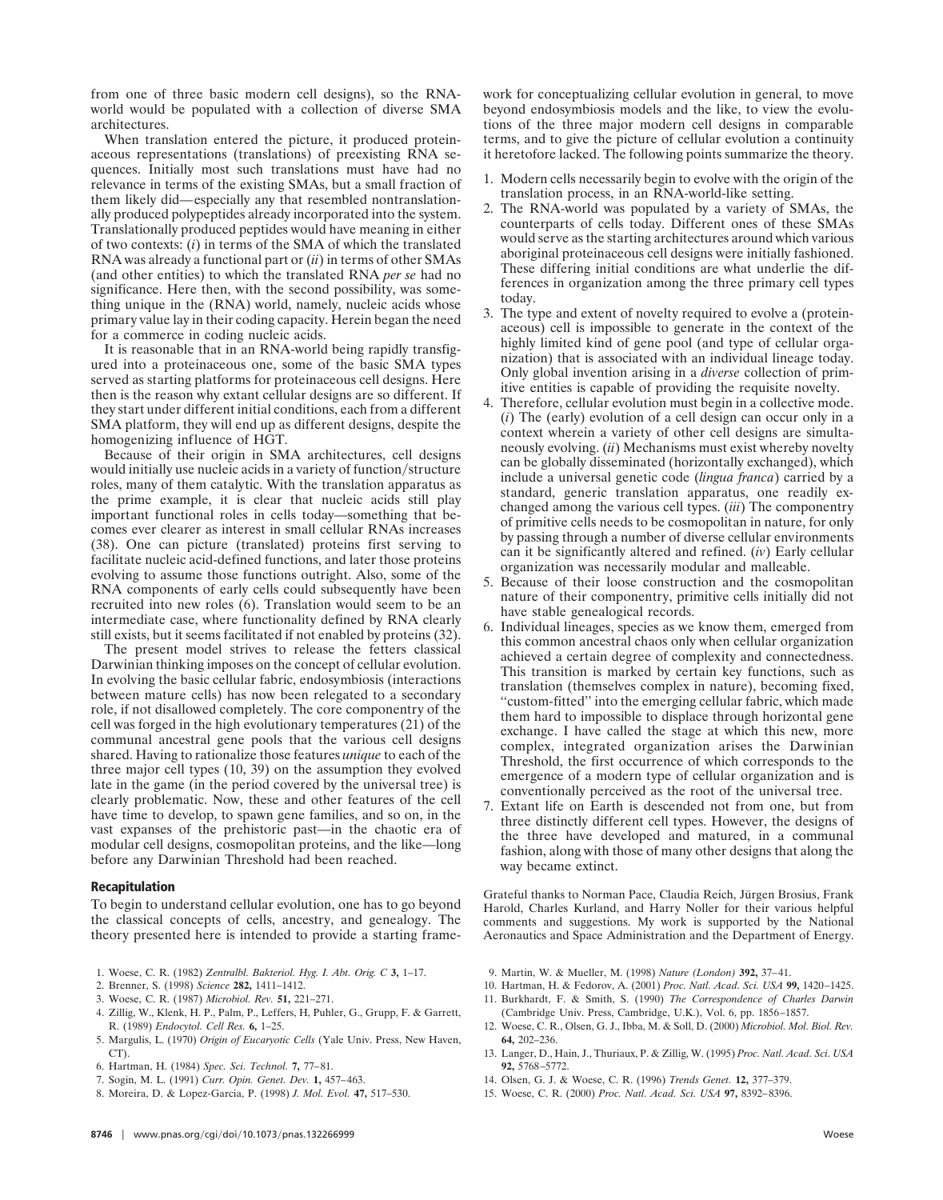from one of three basic modern cell designs), so the RNA-world would be populated with a collection of diverse SMA architectures.

When translation entered the picture, it produced proteinaceous representations (translations) of preexisting RNA sequences. Initially most such translations must have had no relevance in terms of the existing SMAs, but a small fraction of them likely did—especially any that resembled nontranslationally produced polypeptides already incorporated into the system. Translationally produced peptides would have meaning in either of two contexts: (*i*) in terms of the SMA of which the translated RNA was already a functional part or (*ii*) in terms of other SMAs (and other entities) to which the translated RNA *per se* had no significance. Here then, with the second possibility, was something unique in the (RNA) world, namely, nucleic acids whose primary value lay in their coding capacity. Herein began the need for a commerce in coding nucleic acids.

It is reasonable that in an RNA-world being rapidly transfigured into a proteinaceous one, some of the basic SMA types served as starting platforms for proteinaceous cell designs. Here then is the reason why extant cellular designs are so different. If they start under different initial conditions, each from a different SMA platform, they will end up as different designs, despite the homogenizing influence of HGT.

Because of their origin in SMA architectures, cell designs would initially use nucleic acids in a variety of function/structure roles, many of them catalytic. With the translation apparatus as the prime example, it is clear that nucleic acids still play important functional roles in cells today—something that becomes ever clearer as interest in small cellular RNAs increases (38). One can picture (translated) proteins first serving to facilitate nucleic acid-defined functions, and later those proteins evolving to assume those functions outright. Also, some of the RNA components of early cells could subsequently have been recruited into new roles (6). Translation would seem to be an intermediate case, where functionality defined by RNA clearly still exists, but it seems facilitated if not enabled by proteins (32).

The present model strives to release the fetters classical Darwinian thinking imposes on the concept of cellular evolution. In evolving the basic cellular fabric, endosymbiosis (interactions between mature cells) has now been relegated to a secondary role, if not disallowed completely. The core componentry of the cell was forged in the high evolutionary temperatures (21) of the communal ancestral gene pools that the various cell designs shared. Having to rationalize those features *unique* to each of the three major cell types (10, 39) on the assumption they evolved late in the game (in the period covered by the universal tree) is clearly problematic. Now, these and other features of the cell have time to develop, to spawn gene families, and so on, in the vast expanses of the prehistoric past—in the chaotic era of modular cell designs, cosmopolitan proteins, and the like—long before any Darwinian Threshold had been reached.

## Recapitulation

To begin to understand cellular evolution, one has to go beyond the classical concepts of cells, ancestry, and genealogy. The theory presented here is intended to provide a starting framework for conceptualizing cellular evolution in general, to move beyond endosymbiosis models and the like, to view the evolutions of the three major modern cell designs in comparable terms, and to give the picture of cellular evolution a continuity it heretofore lacked. The following points summarize the theory.

1. Modern cells necessarily begin to evolve with the origin of the translation process, in an RNA-world-like setting.
2. The RNA-world was populated by a variety of SMAs, the counterparts of cells today. Different ones of these SMAs would serve as the starting architectures around which various aboriginal proteinaceous cell designs were initially fashioned. These differing initial conditions are what underlie the differences in organization among the three primary cell types today.
3. The type and extent of novelty required to evolve a (proteinaceous) cell is impossible to generate in the context of the highly limited kind of gene pool (and type of cellular organization) that is associated with an individual lineage today. Only global invention arising in a *diverse* collection of primitive entities is capable of providing the requisite novelty.
4. Therefore, cellular evolution must begin in a collective mode. (*i*) The (early) evolution of a cell design can occur only in a context wherein a variety of other cell designs are simultaneously evolving. (*ii*) Mechanisms must exist whereby novelty can be globally disseminated (horizontally exchanged), which include a universal genetic code (*lingua franca*) carried by a standard, generic translation apparatus, one readily exchanged among the various cell types. (*iii*) The componentry of primitive cells needs to be cosmopolitan in nature, for only by passing through a number of diverse cellular environments can it be significantly altered and refined. (*iv*) Early cellular organization was necessarily modular and malleable.
5. Because of their loose construction and the cosmopolitan nature of their componentry, primitive cells initially did not have stable genealogical records.
6. Individual lineages, species as we know them, emerged from this common ancestral chaos only when cellular organization achieved a certain degree of complexity and connectedness. This transition is marked by certain key functions, such as translation (themselves complex in nature), becoming fixed, "custom-fitted" into the emerging cellular fabric, which made them hard to impossible to displace through horizontal gene exchange. I have called the stage at which this new, more complex, integrated organization arises the Darwinian Threshold, the first occurrence of which corresponds to the emergence of a modern type of cellular organization and is conventionally perceived as the root of the universal tree.
7. Extant life on Earth is descended not from one, but from three distinctly different cell types. However, the designs of the three have developed and matured, in a communal fashion, along with those of many other designs that along the way became extinct.

Grateful thanks to Norman Pace, Claudia Reich, Jürgen Brosius, Frank Harold, Charles Kurland, and Harry Noller for their various helpful comments and suggestions. My work is supported by the National Aeronautics and Space Administration and the Department of Energy.

1. Woese, C. R. (1982) *Zentralbl. Bakteriol. Hyg. I. Abt. Orig. C* **3,** 1–17.
2. Brenner, S. (1998) *Science* **282,** 1411–1412.
3. Woese, C. R. (1987) *Microbiol. Rev.* **51,** 221–271.
4. Zillig, W., Klenk, H. P., Palm, P., Leffers, H, Puhler, G., Grupp, F. & Garrett, R. (1989) *Endocytol. Cell Res.* **6,** 1–25.
5. Margulis, L. (1970) *Origin of Eucaryotic Cells* (Yale Univ. Press, New Haven, CT).
6. Hartman, H. (1984) *Spec. Sci. Technol.* **7,** 77–81.
7. Sogin, M. L. (1991) *Curr. Opin. Genet. Dev.* **1,** 457–463.
8. Moreira, D. & Lopez-Garcia, P. (1998) *J. Mol. Evol.* **47,** 517–530.
9. Martin, W. & Mueller, M. (1998) *Nature (London)* **392,** 37–41.
10. Hartman, H. & Fedorov, A. (2001) *Proc. Natl. Acad. Sci. USA* **99,** 1420–1425.
11. Burkhardt, F. & Smith, S. (1990) *The Correspondence of Charles Darwin* (Cambridge Univ. Press, Cambridge, U.K.), Vol. 6, pp. 1856–1857.
12. Woese, C. R., Olsen, G. J., Ibba, M. & Soll, D. (2000) *Microbiol. Mol. Biol. Rev.* **64,** 202–236.
13. Langer, D., Hain, J., Thuriaux, P. & Zillig, W. (1995) *Proc. Natl. Acad. Sci. USA* **92,** 5768–5772.
14. Olsen, G. J. & Woese, C. R. (1996) *Trends Genet.* **12,** 377–379.
15. Woese, C. R. (2000) *Proc. Natl. Acad. Sci. USA* **97,** 8392–8396.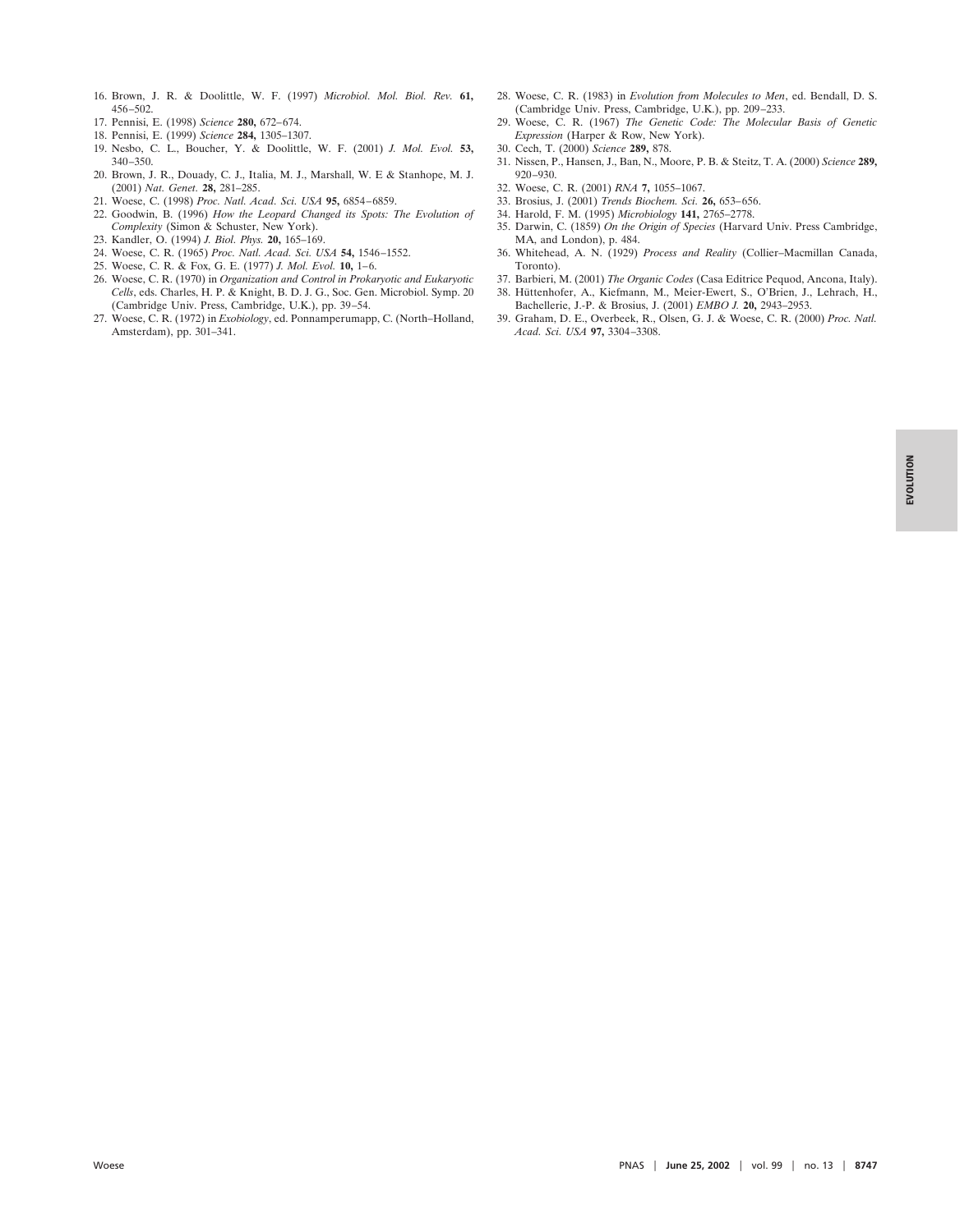16. Brown, J. R. & Doolittle, W. F. (1997) *Microbiol. Mol. Biol. Rev.* **61,** 456–502.
17. Pennisi, E. (1998) *Science* **280,** 672–674.
18. Pennisi, E. (1999) *Science* **284,** 1305–1307.
19. Nesbo, C. L., Boucher, Y. & Doolittle, W. F. (2001) *J. Mol. Evol.* **53,** 340–350.
20. Brown, J. R., Douady, C. J., Italia, M. J., Marshall, W. E & Stanhope, M. J. (2001) *Nat. Genet.* **28,** 281–285.
21. Woese, C. (1998) *Proc. Natl. Acad. Sci. USA* **95,** 6854–6859.
22. Goodwin, B. (1996) *How the Leopard Changed its Spots: The Evolution of Complexity* (Simon & Schuster, New York).
23. Kandler, O. (1994) *J. Biol. Phys.* **20,** 165–169.
24. Woese, C. R. (1965) *Proc. Natl. Acad. Sci. USA* **54,** 1546–1552.
25. Woese, C. R. & Fox, G. E. (1977) *J. Mol. Evol.* **10,** 1–6.
26. Woese, C. R. (1970) in *Organization and Control in Prokaryotic and Eukaryotic Cells*, eds. Charles, H. P. & Knight, B. D. J. G., Soc. Gen. Microbiol. Symp. 20 (Cambridge Univ. Press, Cambridge, U.K.), pp. 39–54.
27. Woese, C. R. (1972) in *Exobiology*, ed. Ponnamperumapp, C. (North–Holland, Amsterdam), pp. 301–341.
28. Woese, C. R. (1983) in *Evolution from Molecules to Men*, ed. Bendall, D. S. (Cambridge Univ. Press, Cambridge, U.K.), pp. 209–233.
29. Woese, C. R. (1967) *The Genetic Code: The Molecular Basis of Genetic Expression* (Harper & Row, New York).
30. Cech, T. (2000) *Science* **289,** 878.
31. Nissen, P., Hansen, J., Ban, N., Moore, P. B. & Steitz, T. A. (2000) *Science* **289,** 920–930.
32. Woese, C. R. (2001) *RNA* **7,** 1055–1067.
33. Brosius, J. (2001) *Trends Biochem. Sci.* **26,** 653–656.
34. Harold, F. M. (1995) *Microbiology* **141,** 2765–2778.
35. Darwin, C. (1859) *On the Origin of Species* (Harvard Univ. Press Cambridge, MA, and London), p. 484.
36. Whitehead, A. N. (1929) *Process and Reality* (Collier–Macmillan Canada, Toronto).
37. Barbieri, M. (2001) *The Organic Codes* (Casa Editrice Pequod, Ancona, Italy).
38. Hüttenhofer, A., Kiefmann, M., Meier-Ewert, S., O'Brien, J., Lehrach, H., Bachellerie, J.-P. & Brosius, J. (2001) *EMBO J.* **20,** 2943–2953.
39. Graham, D. E., Overbeek, R., Olsen, G. J. & Woese, C. R. (2000) *Proc. Natl. Acad. Sci. USA* **97,** 3304–3308.